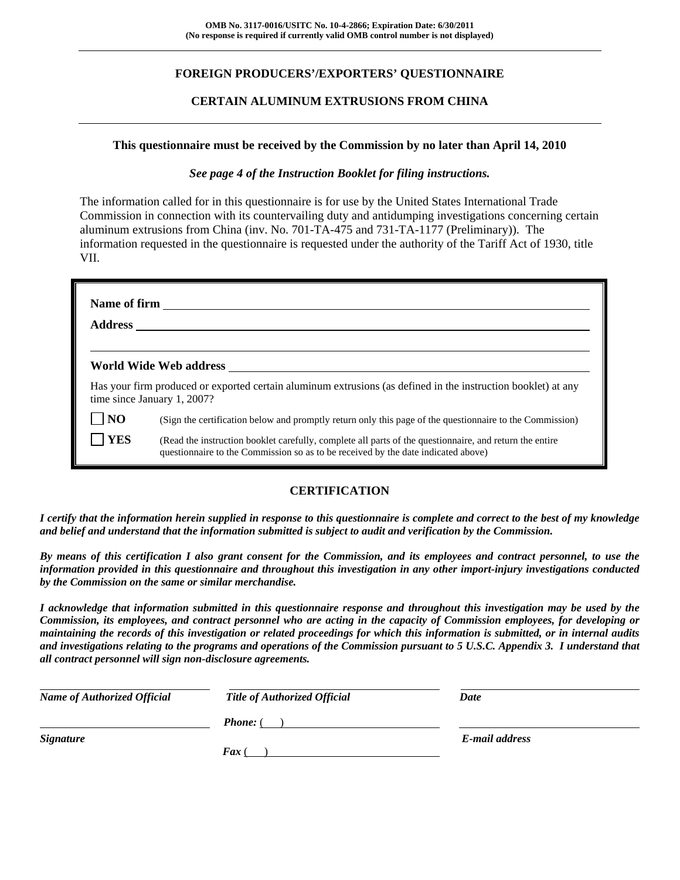**OMB No. 3117-0016/USITC No. 10-4-2866; Expiration Date: 6/30/2011**
**(No response is required if currently valid OMB control number is not displayed)**

---

## FOREIGN PRODUCERS'/EXPORTERS' QUESTIONNAIRE

## CERTAIN ALUMINUM EXTRUSIONS FROM CHINA

---

**This questionnaire must be received by the Commission by no later than April 14, 2010**

***See page 4 of the Instruction Booklet for filing instructions.***

The information called for in this questionnaire is for use by the United States International Trade Commission in connection with its countervailing duty and antidumping investigations concerning certain aluminum extrusions from China (inv. No. 701-TA-475 and 731-TA-1177 (Preliminary)). The information requested in the questionnaire is requested under the authority of the Tariff Act of 1930, title VII.

**Name of firm** ____________________

**Address** ____________________

____________________

**World Wide Web address** ____________________

Has your firm produced or exported certain aluminum extrusions (as defined in the instruction booklet) at any time since January 1, 2007?

☐ **NO** (Sign the certification below and promptly return only this page of the questionnaire to the Commission)

☐ **YES** (Read the instruction booklet carefully, complete all parts of the questionnaire, and return the entire questionnaire to the Commission so as to be received by the date indicated above)

### CERTIFICATION

***I certify that the information herein supplied in response to this questionnaire is complete and correct to the best of my knowledge and belief and understand that the information submitted is subject to audit and verification by the Commission.***

***By means of this certification I also grant consent for the Commission, and its employees and contract personnel, to use the information provided in this questionnaire and throughout this investigation in any other import-injury investigations conducted by the Commission on the same or similar merchandise.***

***I acknowledge that information submitted in this questionnaire response and throughout this investigation may be used by the Commission, its employees, and contract personnel who are acting in the capacity of Commission employees, for developing or maintaining the records of this investigation or related proceedings for which this information is submitted, or in internal audits and investigations relating to the programs and operations of the Commission pursuant to 5 U.S.C. Appendix 3. I understand that all contract personnel will sign non-disclosure agreements.***

| ____________________ | ____________________ | ____________________ |
|---|---|---|
| ***Name of Authorized Official*** | ***Title of Authorized Official*** | ***Date*** |
| ____________________ | ***Phone:*** ( ) ____________________ | ____________________ |
| ***Signature*** | ***Fax*** ( ) ____________________ | ***E-mail address*** |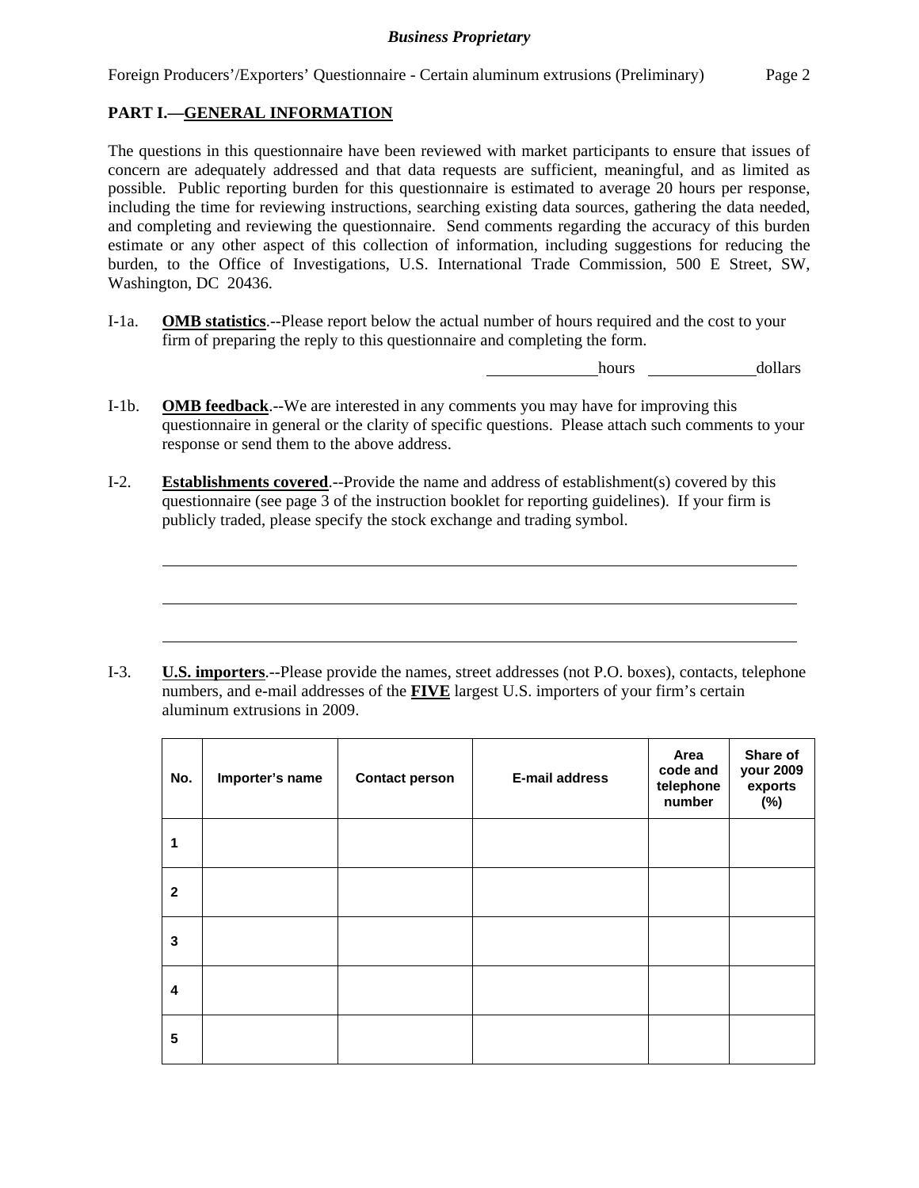## PART I.—GENERAL INFORMATION

The questions in this questionnaire have been reviewed with market participants to ensure that issues of concern are adequately addressed and that data requests are sufficient, meaningful, and as limited as possible. Public reporting burden for this questionnaire is estimated to average 20 hours per response, including the time for reviewing instructions, searching existing data sources, gathering the data needed, and completing and reviewing the questionnaire. Send comments regarding the accuracy of this burden estimate or any other aspect of this collection of information, including suggestions for reducing the burden, to the Office of Investigations, U.S. International Trade Commission, 500 E Street, SW, Washington, DC 20436.

I-1a. **OMB statistics**.--Please report below the actual number of hours required and the cost to your firm of preparing the reply to this questionnaire and completing the form.

_____________ hours _____________ dollars

I-1b. **OMB feedback**.--We are interested in any comments you may have for improving this questionnaire in general or the clarity of specific questions. Please attach such comments to your response or send them to the above address.

I-2. **Establishments covered**.--Provide the name and address of establishment(s) covered by this questionnaire (see page 3 of the instruction booklet for reporting guidelines). If your firm is publicly traded, please specify the stock exchange and trading symbol.

_______________________________________________________________

_______________________________________________________________

_______________________________________________________________

I-3. **U.S. importers**.--Please provide the names, street addresses (not P.O. boxes), contacts, telephone numbers, and e-mail addresses of the **FIVE** largest U.S. importers of your firm's certain aluminum extrusions in 2009.

| No. | Importer's name | Contact person | E-mail address | Area code and telephone number | Share of your 2009 exports (%) |
|---|---|---|---|---|---|
| 1 | | | | | |
| 2 | | | | | |
| 3 | | | | | |
| 4 | | | | | |
| 5 | | | | | |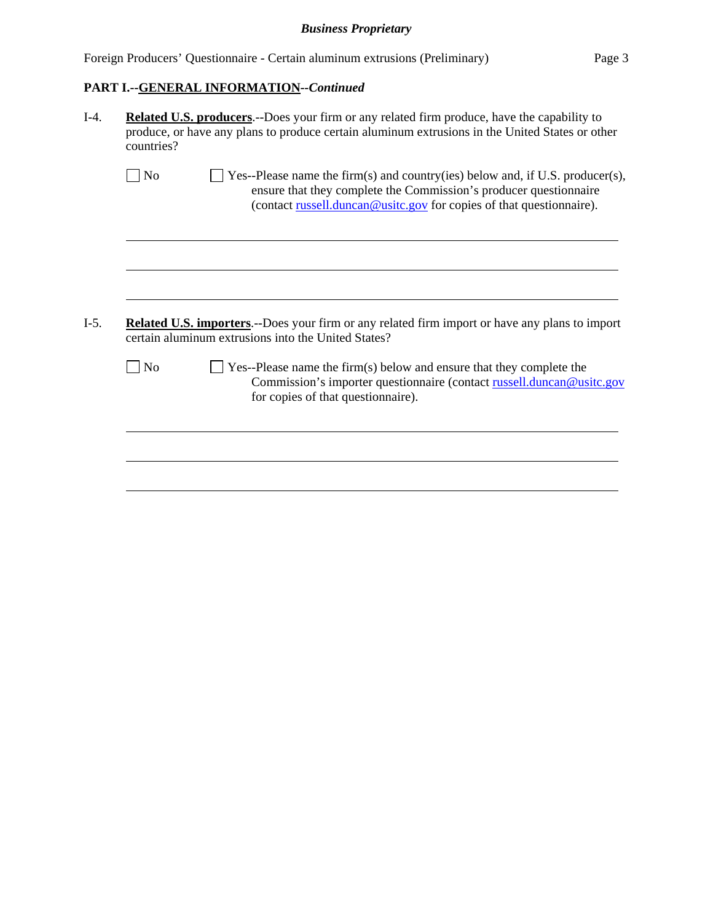**PART I.--GENERAL INFORMATION--*Continued***

I-4. **Related U.S. producers**.--Does your firm or any related firm produce, have the capability to produce, or have any plans to produce certain aluminum extrusions in the United States or other countries?

☐ No ☐ Yes--Please name the firm(s) and country(ies) below and, if U.S. producer(s), ensure that they complete the Commission's producer questionnaire (contact russell.duncan@usitc.gov for copies of that questionnaire).

______________________________________________________________________

______________________________________________________________________

______________________________________________________________________

I-5. **Related U.S. importers**.--Does your firm or any related firm import or have any plans to import certain aluminum extrusions into the United States?

☐ No ☐ Yes--Please name the firm(s) below and ensure that they complete the Commission's importer questionnaire (contact russell.duncan@usitc.gov for copies of that questionnaire).

______________________________________________________________________

______________________________________________________________________

______________________________________________________________________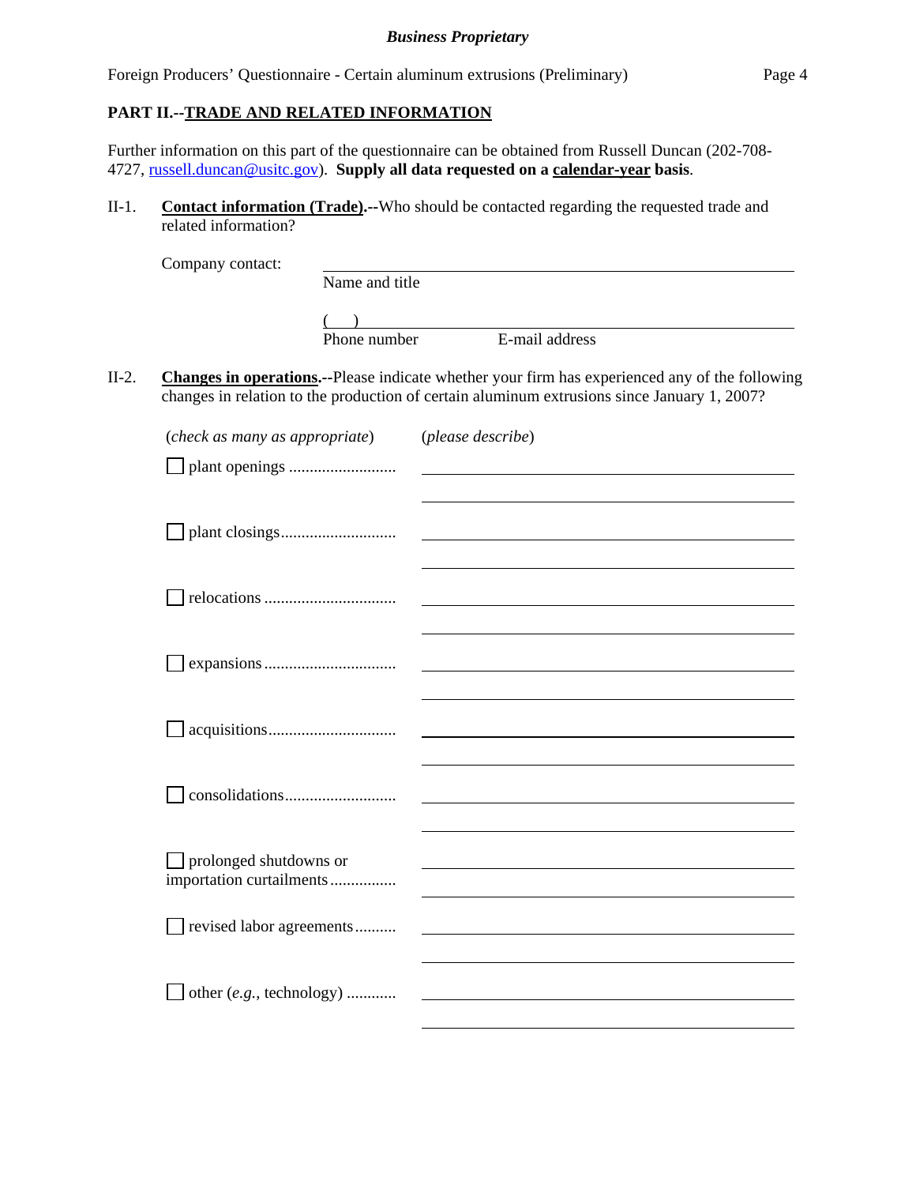## PART II.--<u>TRADE AND RELATED INFORMATION</u>

Further information on this part of the questionnaire can be obtained from Russell Duncan (202-708-4727, russell.duncan@usitc.gov). **Supply all data requested on a <u>calendar-year</u> basis**.

II-1. **<u>Contact information (Trade)</u>.--**Who should be contacted regarding the requested trade and related information?

Company contact: ______________________________
Name and title

( ) ______________________________
Phone number E-mail address

II-2. **<u>Changes in operations</u>.--**Please indicate whether your firm has experienced any of the following changes in relation to the production of certain aluminum extrusions since January 1, 2007?

(*check as many as appropriate*) (*please describe*)

☐ plant openings .......................... ______________________________

☐ plant closings........................... ______________________________

☐ relocations ............................... ______________________________

☐ expansions ............................... ______________________________

☐ acquisitions.............................. ______________________________

☐ consolidations.......................... ______________________________

☐ prolonged shutdowns or importation curtailments ............... ______________________________

☐ revised labor agreements.......... ______________________________

☐ other (*e.g.*, technology) ........... ______________________________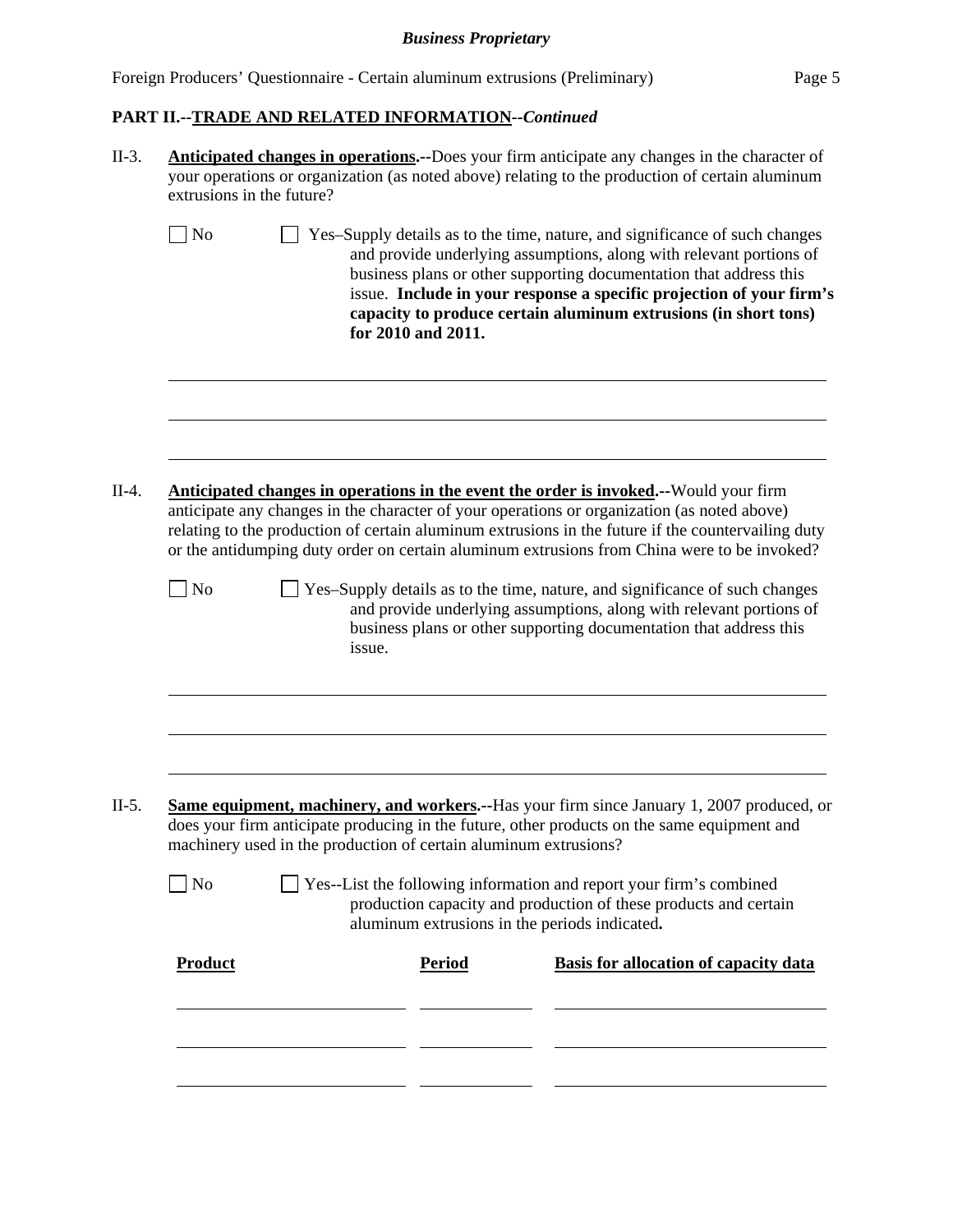**PART II.--TRADE AND RELATED INFORMATION--*Continued***

II-3. **Anticipated changes in operations.--**Does your firm anticipate any changes in the character of your operations or organization (as noted above) relating to the production of certain aluminum extrusions in the future?

☐ No ☐ Yes–Supply details as to the time, nature, and significance of such changes and provide underlying assumptions, along with relevant portions of business plans or other supporting documentation that address this issue. **Include in your response a specific projection of your firm's capacity to produce certain aluminum extrusions (in short tons) for 2010 and 2011.**

______________________________________________________________________

______________________________________________________________________

______________________________________________________________________

II-4. **Anticipated changes in operations in the event the order is invoked.--**Would your firm anticipate any changes in the character of your operations or organization (as noted above) relating to the production of certain aluminum extrusions in the future if the countervailing duty or the antidumping duty order on certain aluminum extrusions from China were to be invoked?

☐ No ☐ Yes–Supply details as to the time, nature, and significance of such changes and provide underlying assumptions, along with relevant portions of business plans or other supporting documentation that address this issue.

______________________________________________________________________

______________________________________________________________________

______________________________________________________________________

II-5. **Same equipment, machinery, and workers.--**Has your firm since January 1, 2007 produced, or does your firm anticipate producing in the future, other products on the same equipment and machinery used in the production of certain aluminum extrusions?

☐ No ☐ Yes--List the following information and report your firm's combined production capacity and production of these products and certain aluminum extrusions in the periods indicated**.**

| Product | Period | Basis for allocation of capacity data |
|---|---|---|
| | | |
| | | |
| | | |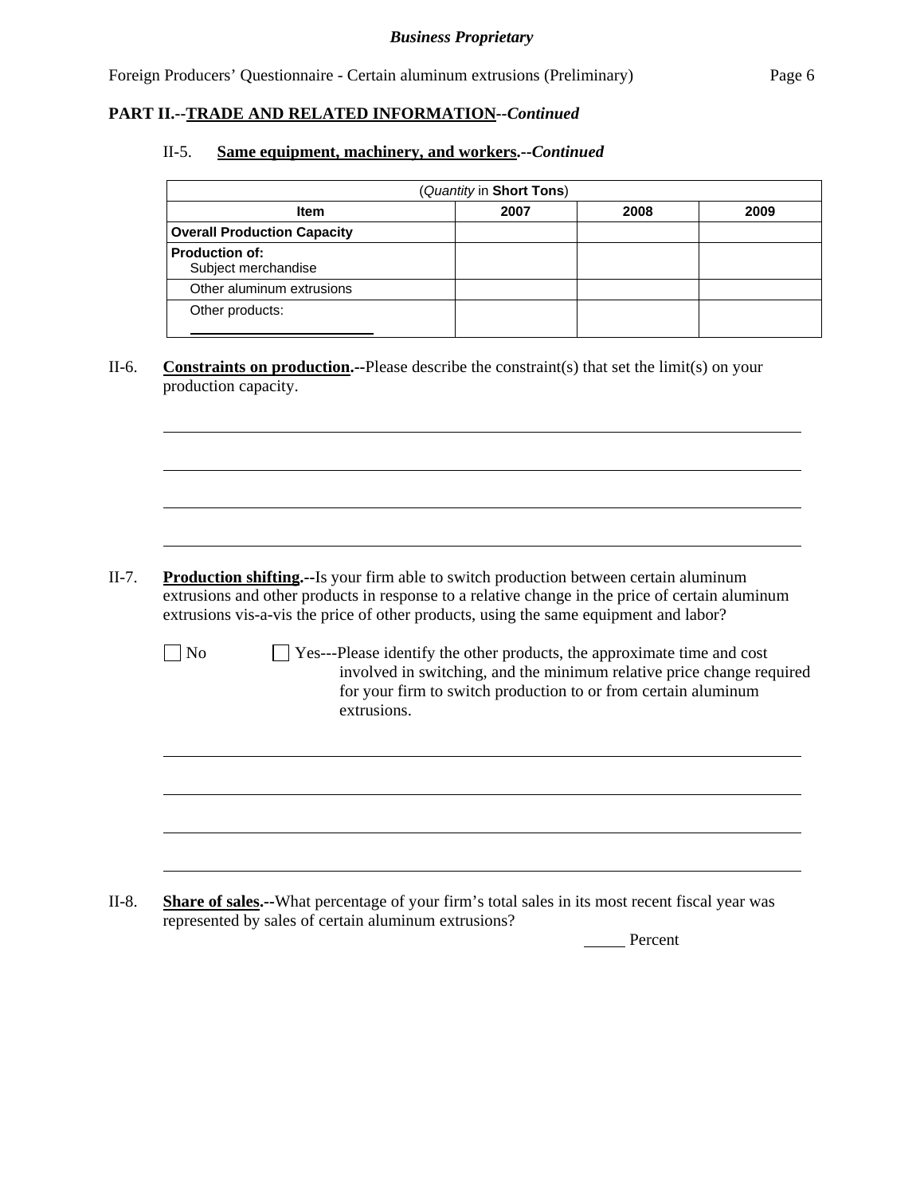**PART II.--TRADE AND RELATED INFORMATION--*Continued***

II-5. **Same equipment, machinery, and workers.--*Continued***

| (*Quantity* in **Short Tons**) | | | |
|---|---|---|---|
| **Item** | **2007** | **2008** | **2009** |
| **Overall Production Capacity** | | | |
| **Production of:** Subject merchandise | | | |
| Other aluminum extrusions | | | |
| Other products: ______________ | | | |

II-6. **Constraints on production.--**Please describe the constraint(s) that set the limit(s) on your production capacity.

______________________________________________________________________

______________________________________________________________________

______________________________________________________________________

______________________________________________________________________

II-7. **Production shifting.--**Is your firm able to switch production between certain aluminum extrusions and other products in response to a relative change in the price of certain aluminum extrusions vis-a-vis the price of other products, using the same equipment and labor?

☐ No ☐ Yes---Please identify the other products, the approximate time and cost involved in switching, and the minimum relative price change required for your firm to switch production to or from certain aluminum extrusions.

______________________________________________________________________

______________________________________________________________________

______________________________________________________________________

______________________________________________________________________

II-8. **Share of sales.--**What percentage of your firm's total sales in its most recent fiscal year was represented by sales of certain aluminum extrusions?

_____ Percent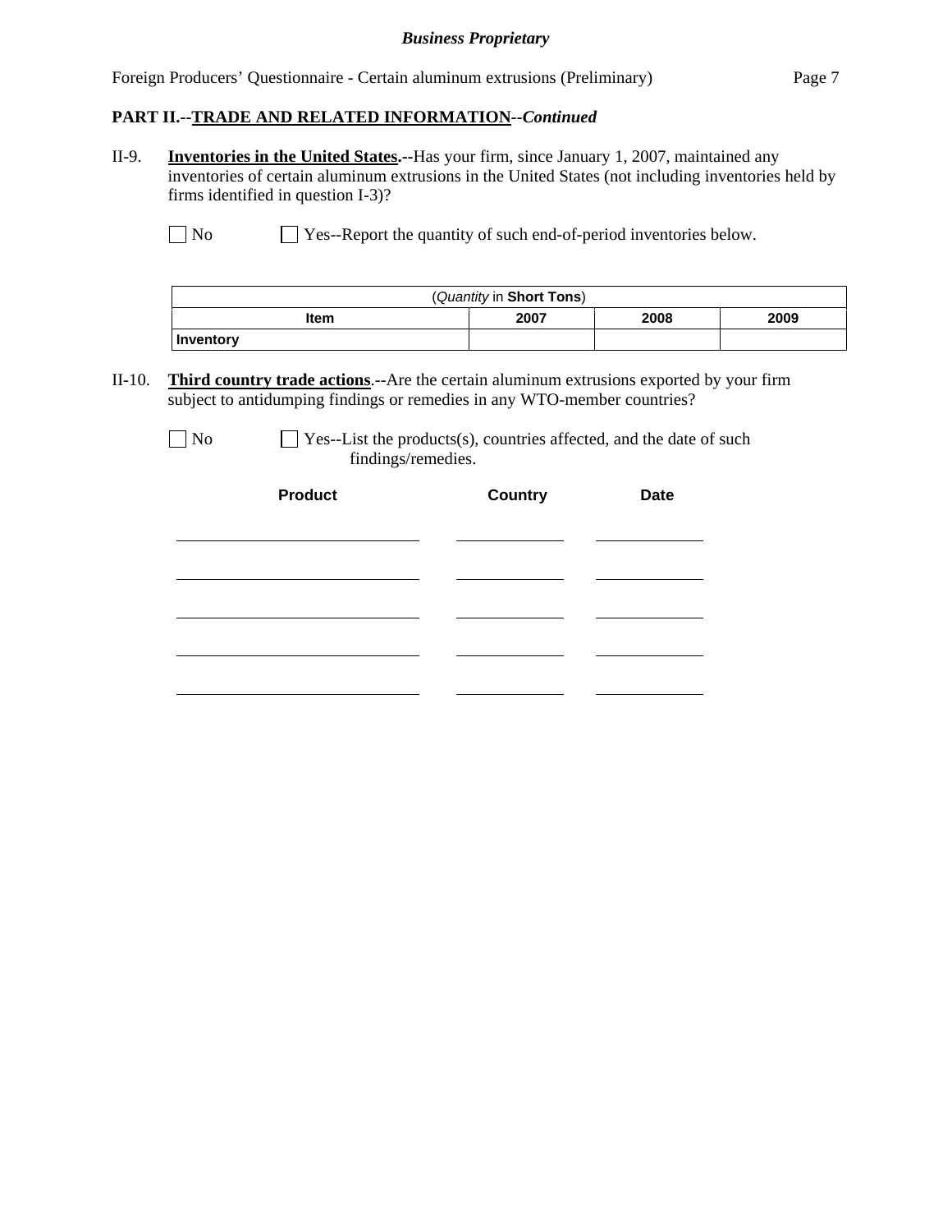**PART II.--TRADE AND RELATED INFORMATION--*Continued***

II-9. **Inventories in the United States.--**Has your firm, since January 1, 2007, maintained any inventories of certain aluminum extrusions in the United States (not including inventories held by firms identified in question I-3)?

☐ No ☐ Yes--Report the quantity of such end-of-period inventories below.

| (*Quantity* in **Short Tons**) | | | |
|---|---|---|---|
| **Item** | **2007** | **2008** | **2009** |
| **Inventory** | | | |

II-10. **Third country trade actions**.--Are the certain aluminum extrusions exported by your firm subject to antidumping findings or remedies in any WTO-member countries?

☐ No ☐ Yes--List the products(s), countries affected, and the date of such findings/remedies.

| **Product** | **Country** | **Date** |
|---|---|---|
| | | |
| | | |
| | | |
| | | |
| | | |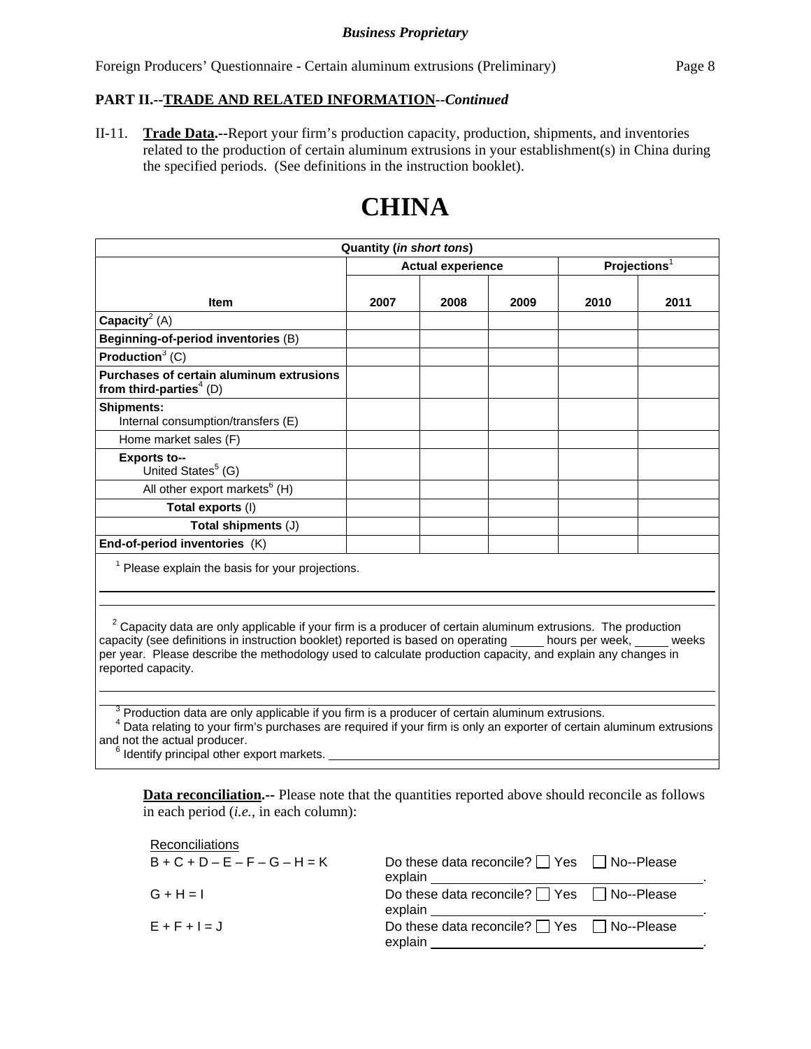**Business Proprietary**

**PART II.--TRADE AND RELATED INFORMATION--*Continued***

II-11. **Trade Data.--**Report your firm's production capacity, production, shipments, and inventories related to the production of certain aluminum extrusions in your establishment(s) in China during the specified periods. (See definitions in the instruction booklet).

# CHINA

| Quantity (*in short tons*) | | | | | |
|---|---|---|---|---|---|
| | Actual experience | | | Projections[1] | |
| **Item** | **2007** | **2008** | **2009** | **2010** | **2011** |
| **Capacity**[2] (A) | | | | | |
| **Beginning-of-period inventories** (B) | | | | | |
| **Production**[3] (C) | | | | | |
| **Purchases of certain aluminum extrusions from third-parties**[4] (D) | | | | | |
| **Shipments:** Internal consumption/transfers (E) | | | | | |
| Home market sales (F) | | | | | |
| **Exports to--** United States[5] (G) | | | | | |
| All other export markets[6] (H) | | | | | |
| **Total exports** (I) | | | | | |
| **Total shipments** (J) | | | | | |
| **End-of-period inventories** (K) | | | | | |

[1] Please explain the basis for your projections.

\_\_\_\_\_\_\_\_\_\_\_\_\_\_\_\_\_\_\_\_\_\_\_\_\_\_\_\_\_\_\_\_\_\_\_\_\_\_\_\_

[2] Capacity data are only applicable if your firm is a producer of certain aluminum extrusions. The production capacity (see definitions in instruction booklet) reported is based on operating \_\_\_\_\_ hours per week, \_\_\_\_\_ weeks per year. Please describe the methodology used to calculate production capacity, and explain any changes in reported capacity.

\_\_\_\_\_\_\_\_\_\_\_\_\_\_\_\_\_\_\_\_\_\_\_\_\_\_\_\_\_\_\_\_\_\_\_\_\_\_\_\_

[3] Production data are only applicable if you firm is a producer of certain aluminum extrusions.

[4] Data relating to your firm's purchases are required if your firm is only an exporter of certain aluminum extrusions and not the actual producer.

[6] Identify principal other export markets. \_\_\_\_\_\_\_\_\_\_\_\_\_\_\_\_\_\_\_\_

**Data reconciliation.--** Please note that the quantities reported above should reconcile as follows in each period (*i.e.*, in each column):

| Reconciliations | |
|---|---|
| B + C + D – E – F – G – H = K | Do these data reconcile? ☐ Yes ☐ No--Please explain \_\_\_\_\_\_\_\_\_\_\_\_\_\_\_\_\_\_\_\_. |
| G + H = I | Do these data reconcile? ☐ Yes ☐ No--Please explain \_\_\_\_\_\_\_\_\_\_\_\_\_\_\_\_\_\_\_\_. |
| E + F + I = J | Do these data reconcile? ☐ Yes ☐ No--Please explain \_\_\_\_\_\_\_\_\_\_\_\_\_\_\_\_\_\_\_\_. |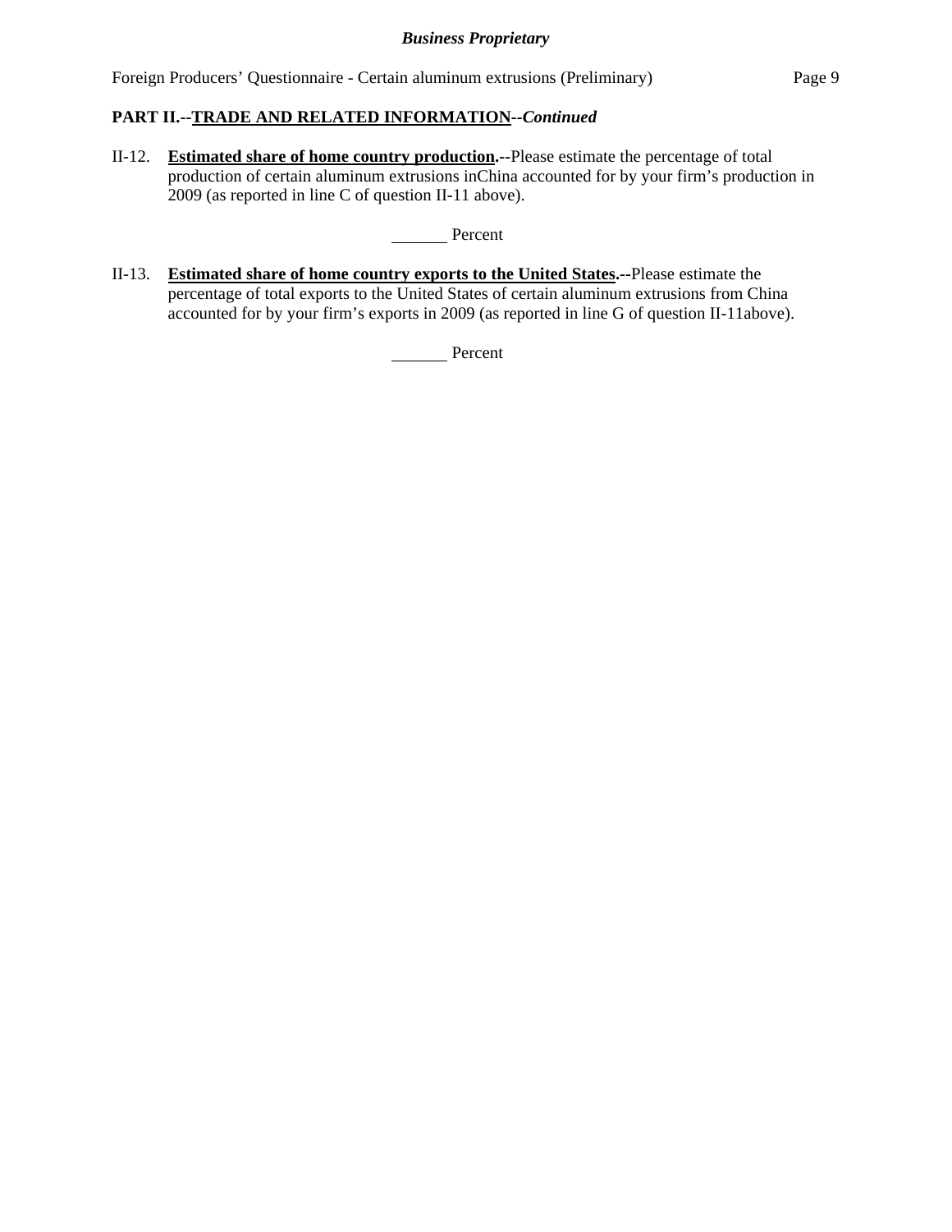**PART II.--TRADE AND RELATED INFORMATION--*Continued***

II-12. **Estimated share of home country production.--**Please estimate the percentage of total production of certain aluminum extrusions inChina accounted for by your firm's production in 2009 (as reported in line C of question II-11 above).

_______ Percent

II-13. **Estimated share of home country exports to the United States.--**Please estimate the percentage of total exports to the United States of certain aluminum extrusions from China accounted for by your firm's exports in 2009 (as reported in line G of question II-11above).

_______ Percent